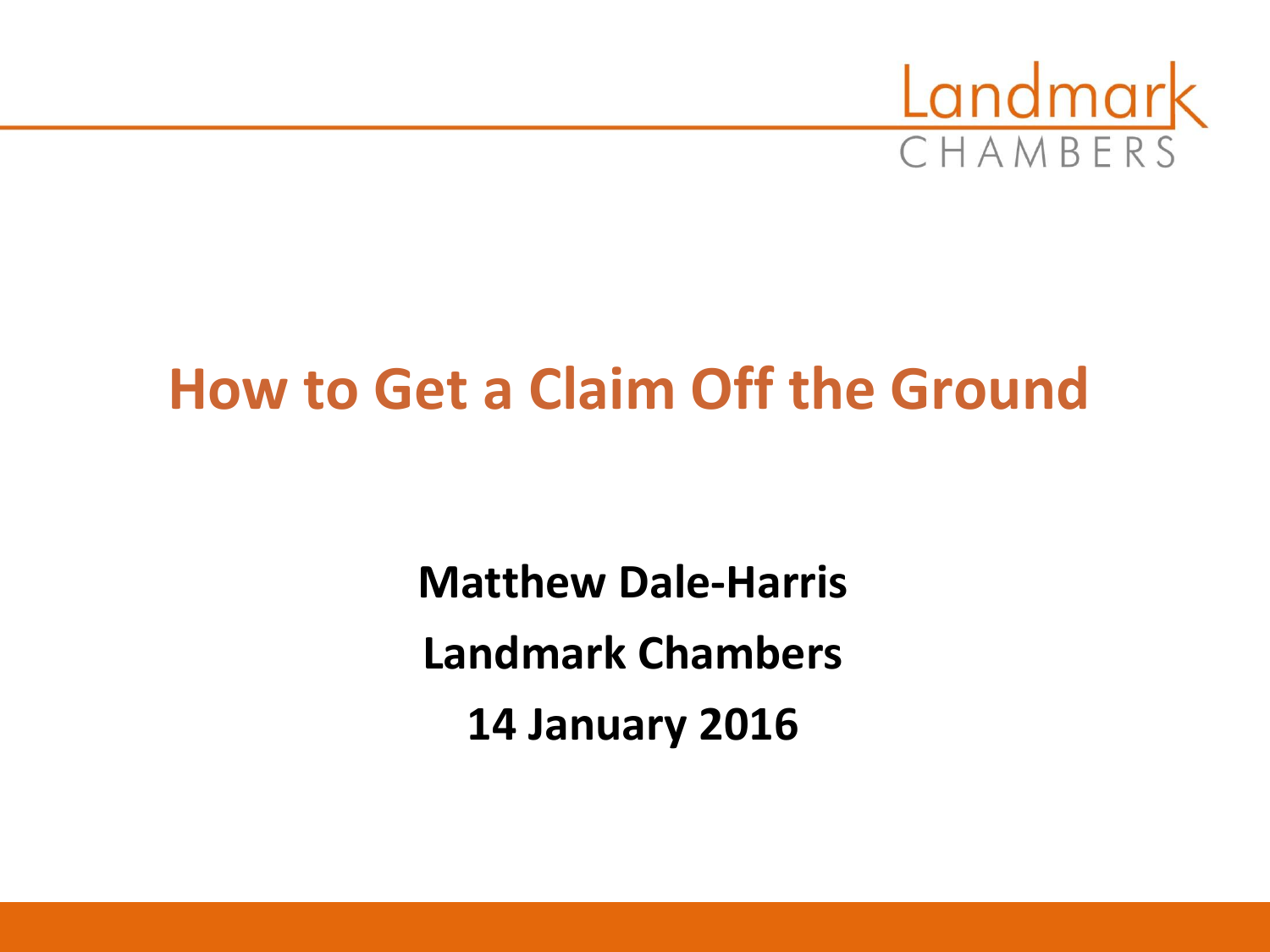Landmark CHAMBERS

# How to Get a Claim Off the Ground

**Matthew Dale-Harris**

**Landmark Chambers**

**14 January 2016**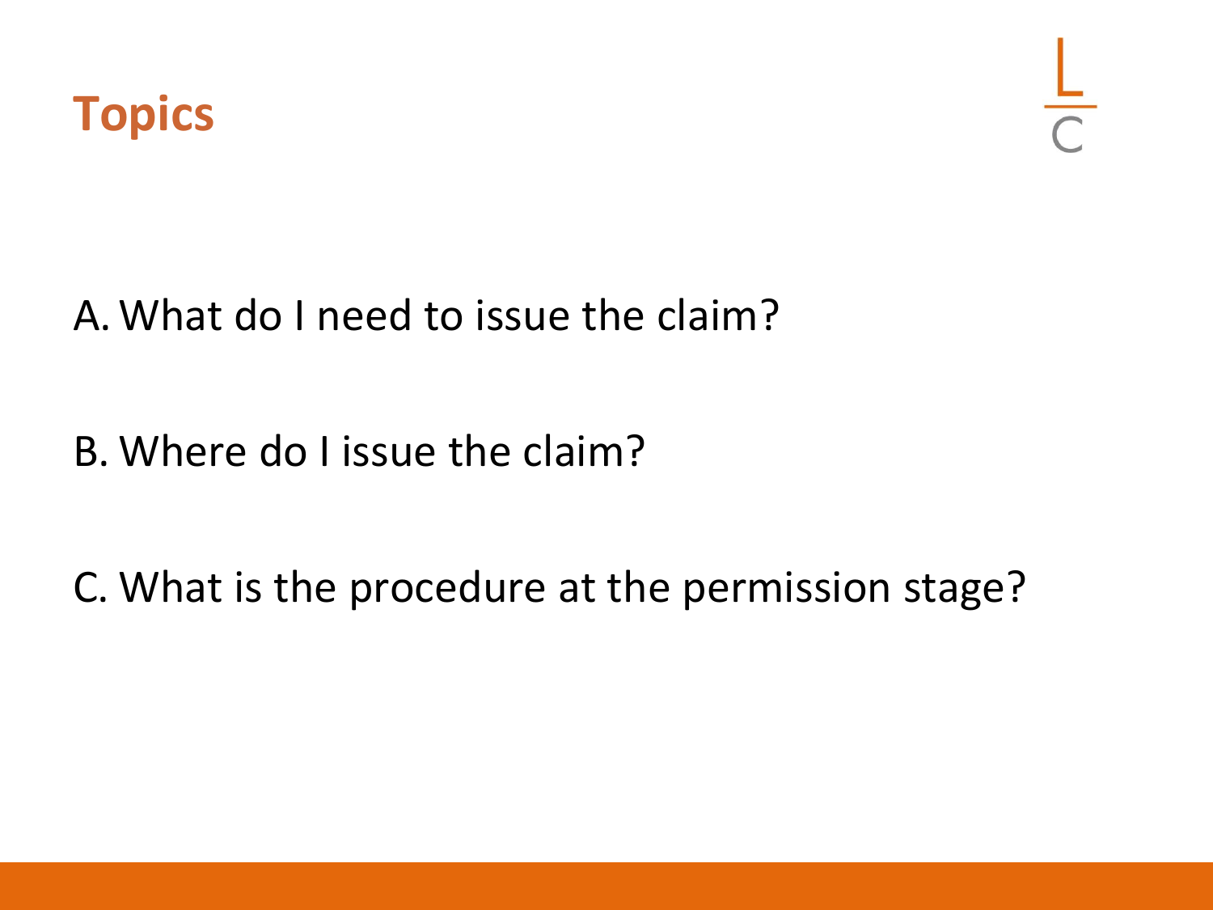# Topics

A. What do I need to issue the claim?

B. Where do I issue the claim?

C. What is the procedure at the permission stage?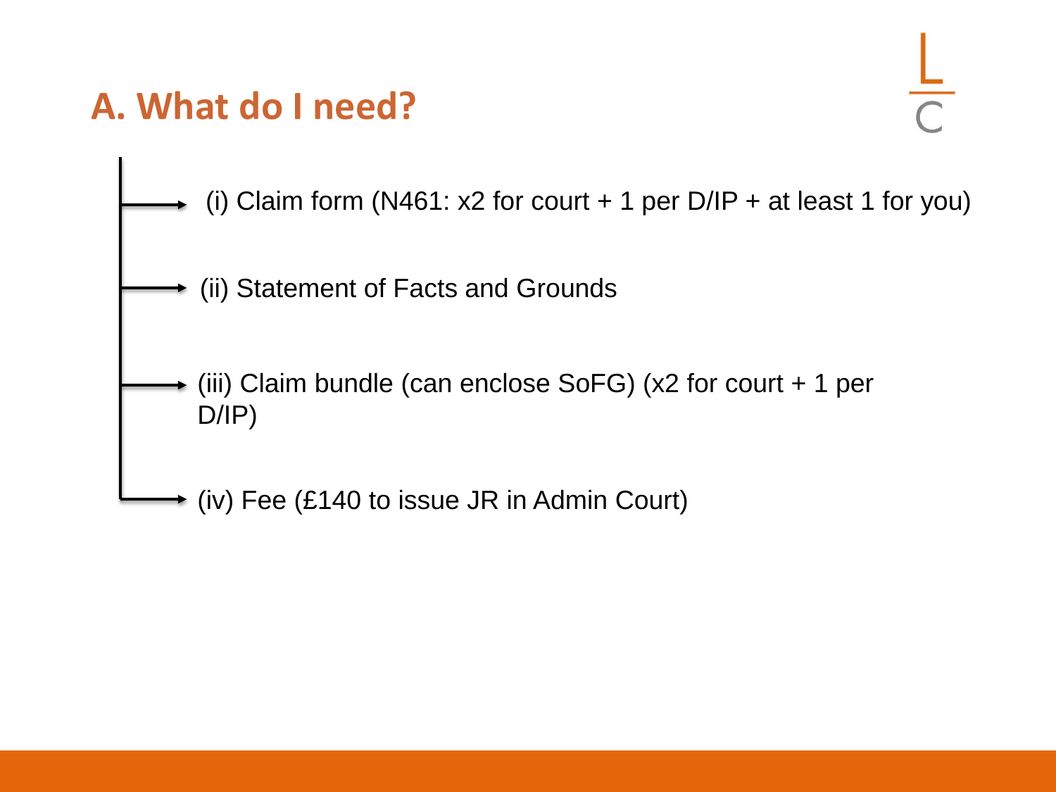## A. What do I need?

- (i) Claim form (N461: x2 for court + 1 per D/IP + at least 1 for you)
- (ii) Statement of Facts and Grounds
- (iii) Claim bundle (can enclose SoFG) (x2 for court + 1 per D/IP)
- (iv) Fee (£140 to issue JR in Admin Court)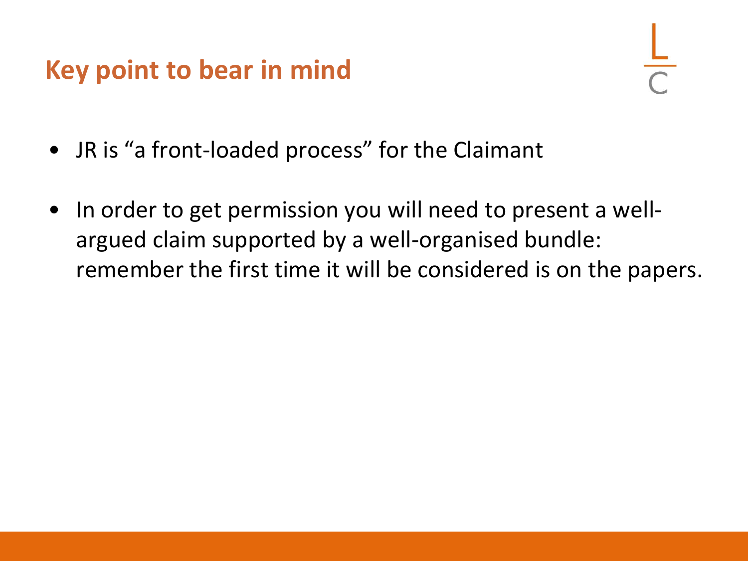## Key point to bear in mind

- JR is "a front-loaded process" for the Claimant
- In order to get permission you will need to present a well-argued claim supported by a well-organised bundle: remember the first time it will be considered is on the papers.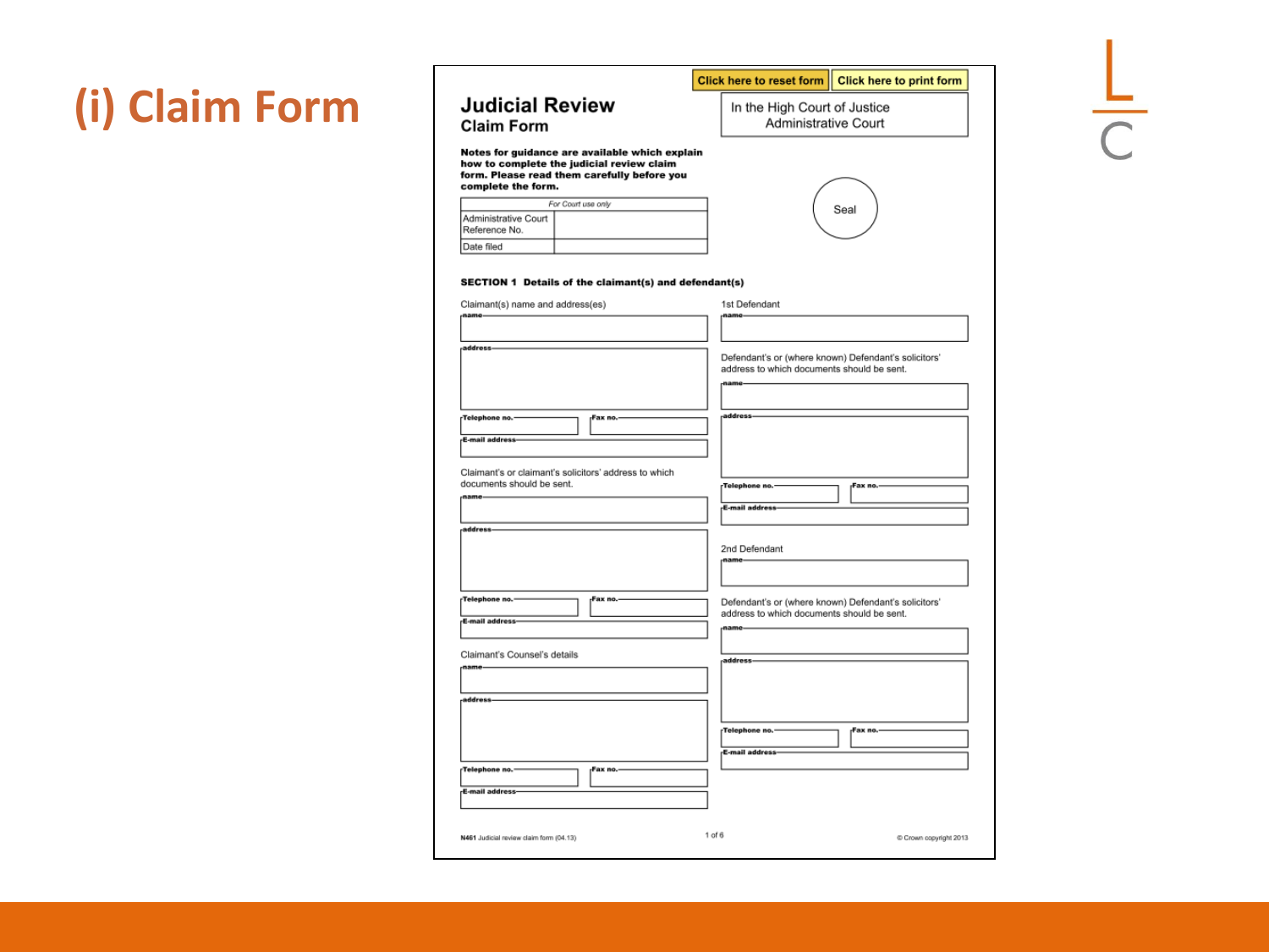# (i) Claim Form

Click here to reset form | Click here to print form

## Judicial Review
### Claim Form

In the High Court of Justice
Administrative Court

**Notes for guidance are available which explain how to complete the judicial review claim form. Please read them carefully before you complete the form.**

| *For Court use only* | |
|---|---|
| Administrative Court Reference No. | |
| Date filed | |

Seal

**SECTION 1 Details of the claimant(s) and defendant(s)**

Claimant(s) name and address(es)

name

address

Telephone no. | Fax no.

E-mail address

Claimant's or claimant's solicitors' address to which documents should be sent.

name

address

Telephone no. | Fax no.

E-mail address

Claimant's Counsel's details

name

address

Telephone no. | Fax no.

E-mail address

1st Defendant

name

Defendant's or (where known) Defendant's solicitors' address to which documents should be sent.

name

address

Telephone no. | Fax no.

E-mail address

2nd Defendant

name

Defendant's or (where known) Defendant's solicitors' address to which documents should be sent.

name

address

Telephone no. | Fax no.

E-mail address

N461 Judicial review claim form (04.13)

© Crown copyright 2013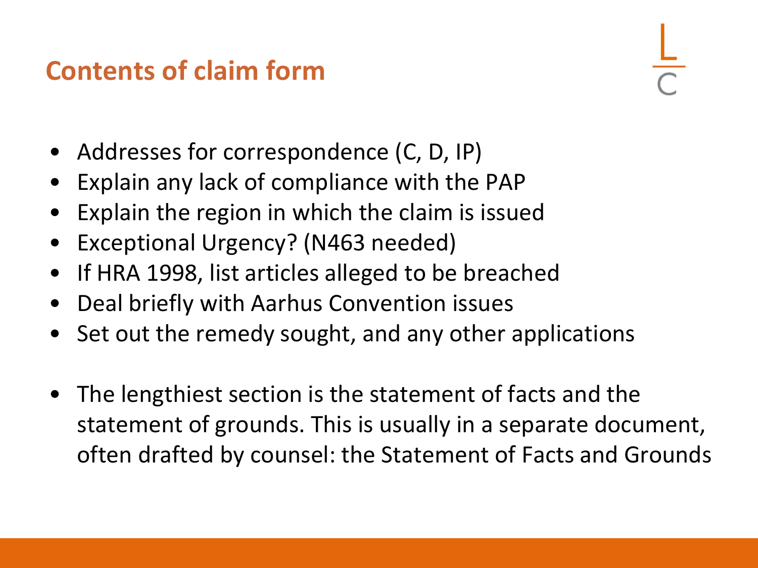# Contents of claim form

- Addresses for correspondence (C, D, IP)
- Explain any lack of compliance with the PAP
- Explain the region in which the claim is issued
- Exceptional Urgency? (N463 needed)
- If HRA 1998, list articles alleged to be breached
- Deal briefly with Aarhus Convention issues
- Set out the remedy sought, and any other applications

- The lengthiest section is the statement of facts and the statement of grounds. This is usually in a separate document, often drafted by counsel: the Statement of Facts and Grounds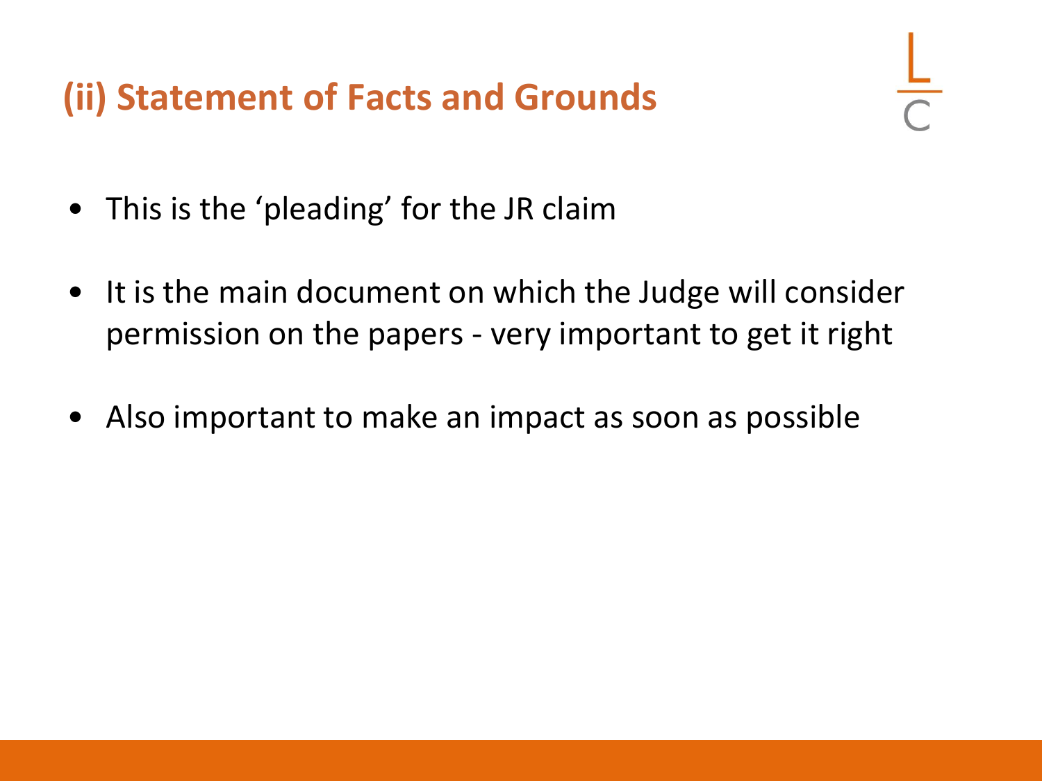## (ii) Statement of Facts and Grounds

- This is the 'pleading' for the JR claim
- It is the main document on which the Judge will consider permission on the papers - very important to get it right
- Also important to make an impact as soon as possible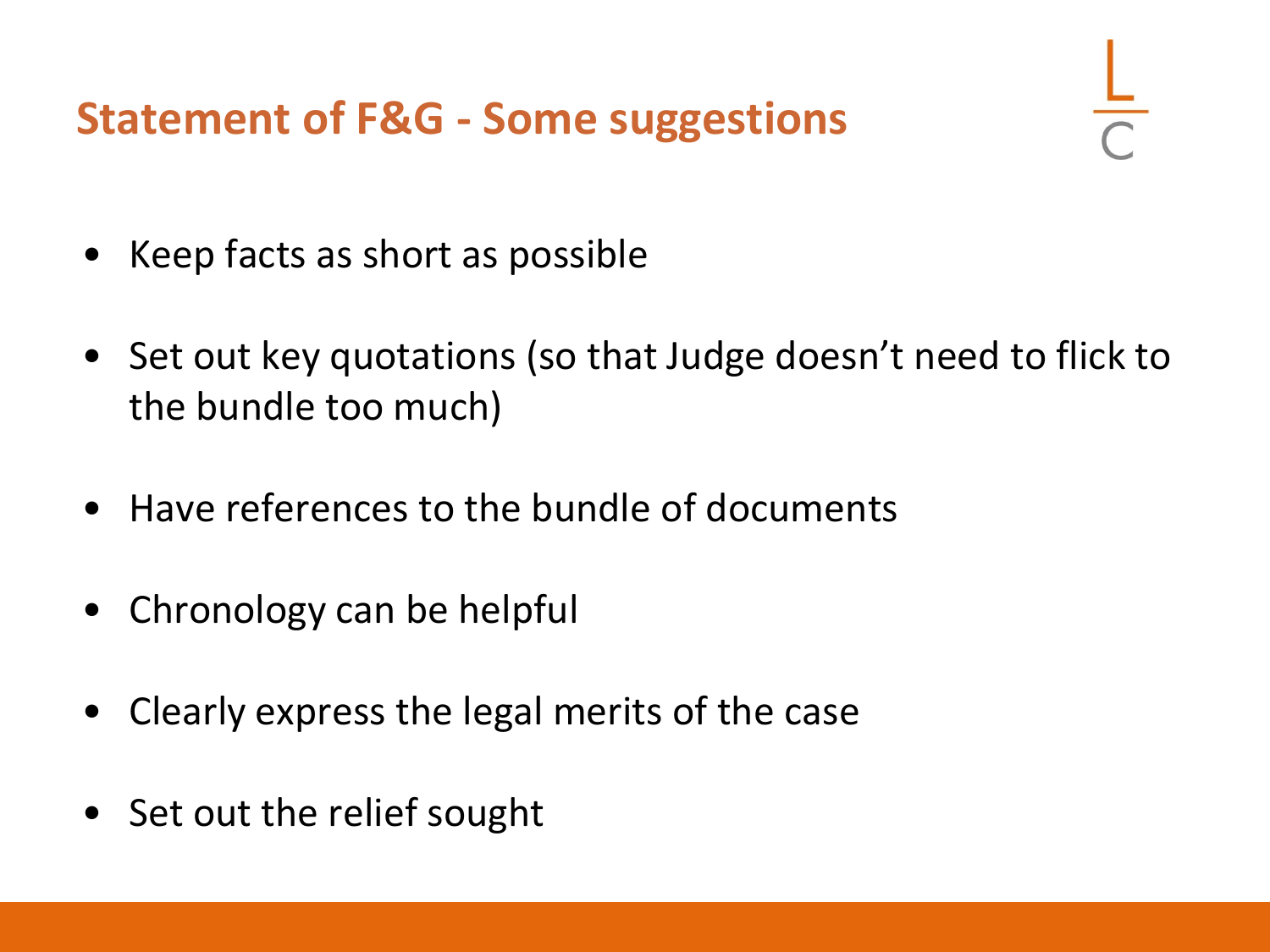## Statement of F&G - Some suggestions

- Keep facts as short as possible
- Set out key quotations (so that Judge doesn’t need to flick to the bundle too much)
- Have references to the bundle of documents
- Chronology can be helpful
- Clearly express the legal merits of the case
- Set out the relief sought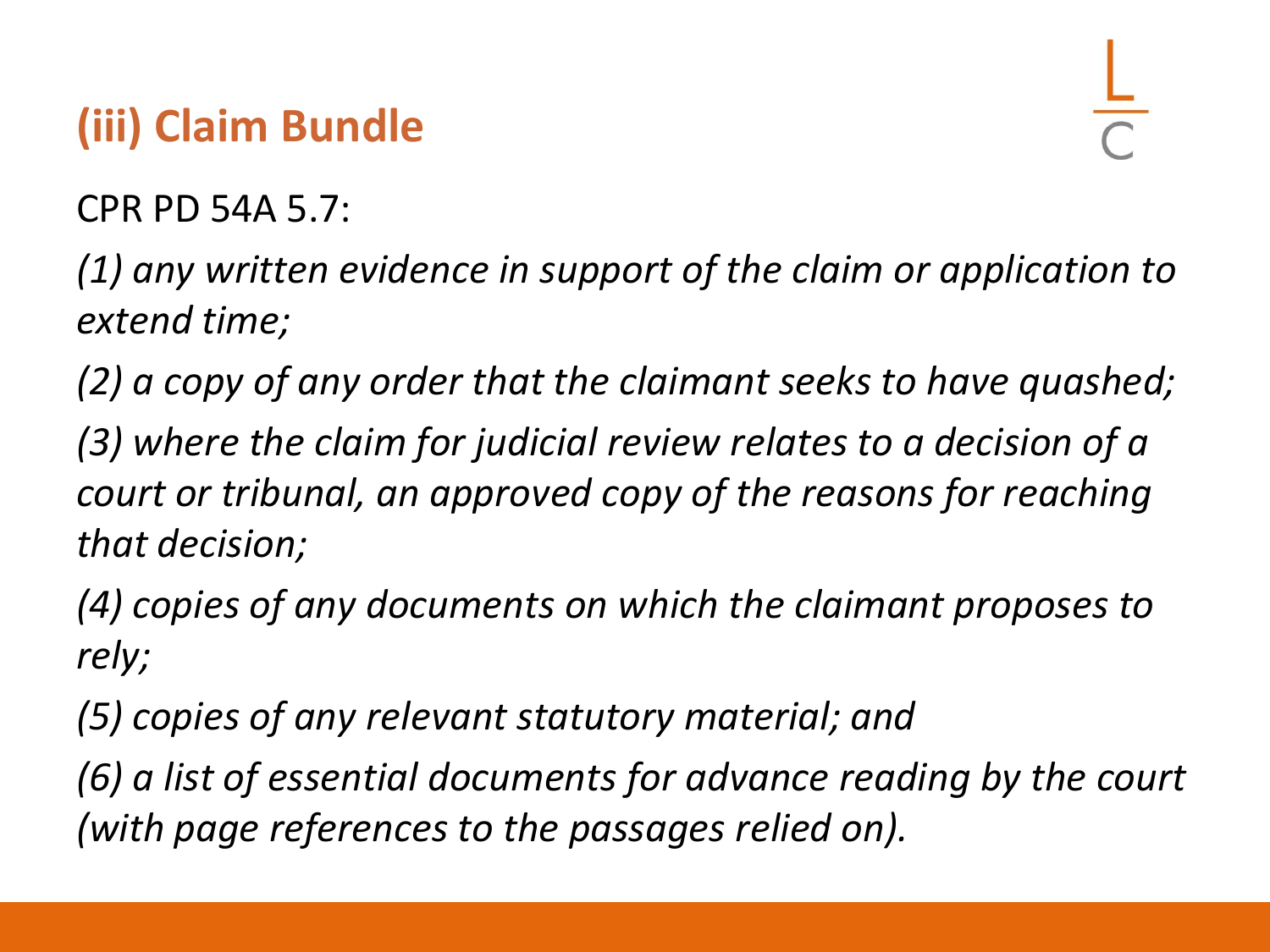## (iii) Claim Bundle

CPR PD 54A 5.7:

*(1) any written evidence in support of the claim or application to extend time;*

*(2) a copy of any order that the claimant seeks to have quashed;*

*(3) where the claim for judicial review relates to a decision of a court or tribunal, an approved copy of the reasons for reaching that decision;*

*(4) copies of any documents on which the claimant proposes to rely;*

*(5) copies of any relevant statutory material; and*

*(6) a list of essential documents for advance reading by the court (with page references to the passages relied on).*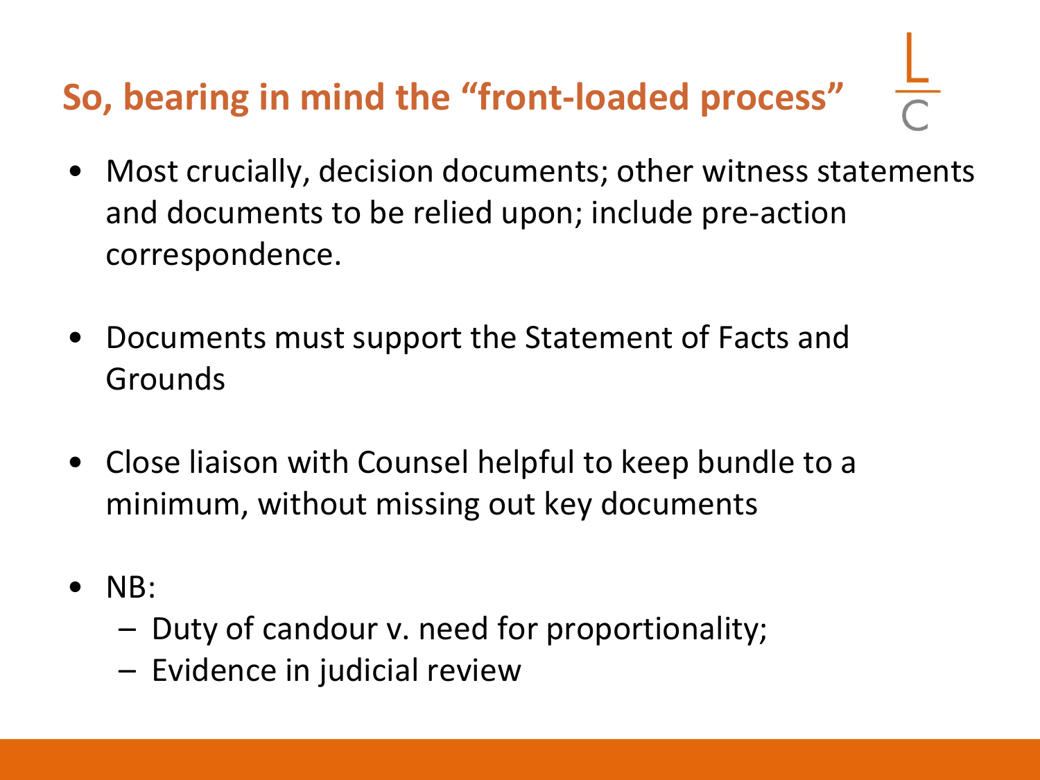## So, bearing in mind the "front-loaded process"

- Most crucially, decision documents; other witness statements and documents to be relied upon; include pre-action correspondence.
- Documents must support the Statement of Facts and Grounds
- Close liaison with Counsel helpful to keep bundle to a minimum, without missing out key documents
- NB:
  - Duty of candour v. need for proportionality;
  - Evidence in judicial review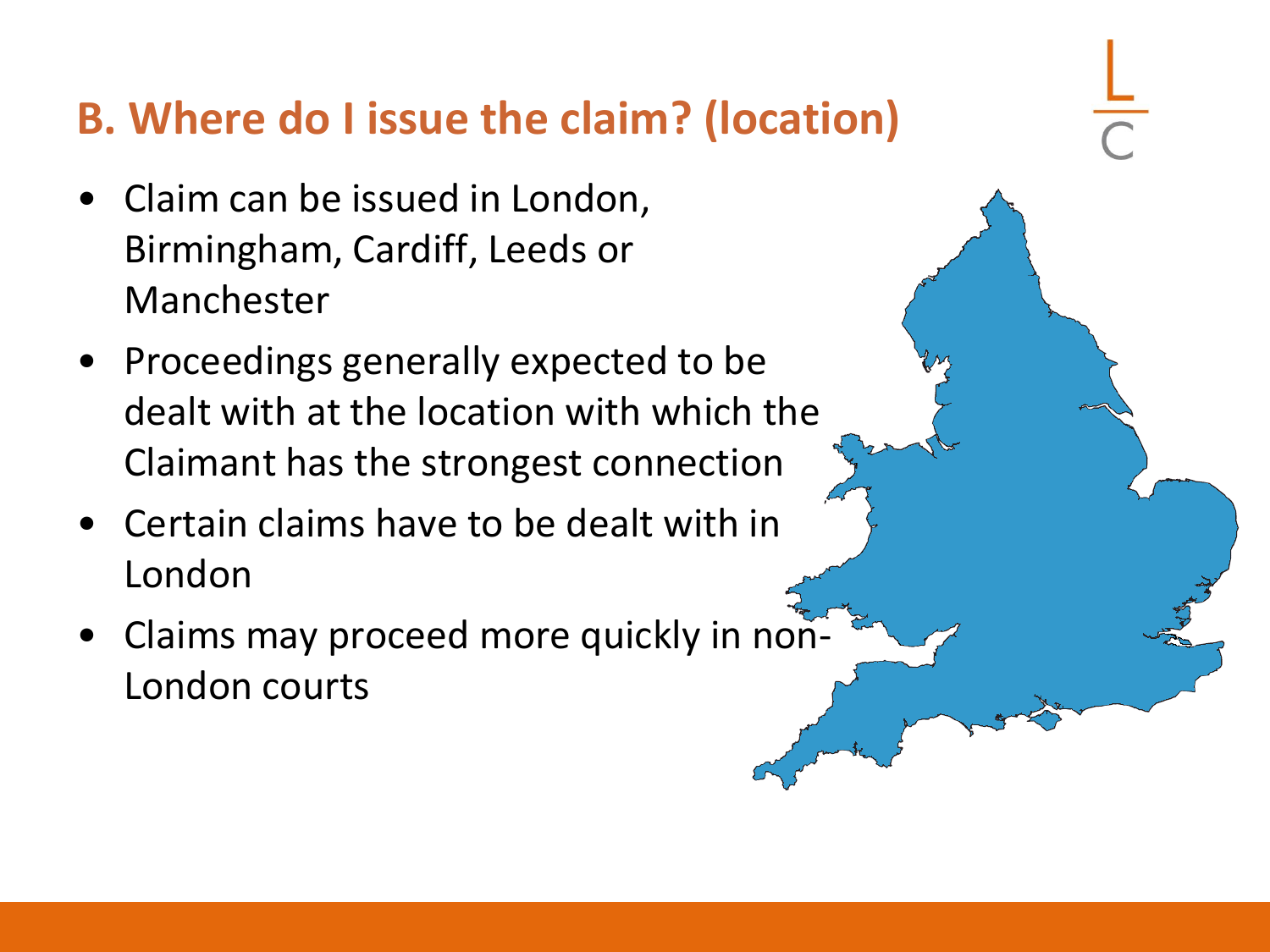## B. Where do I issue the claim? (location)

- Claim can be issued in London, Birmingham, Cardiff, Leeds or Manchester
- Proceedings generally expected to be dealt with at the location with which the Claimant has the strongest connection
- Certain claims have to be dealt with in London
- Claims may proceed more quickly in non-London courts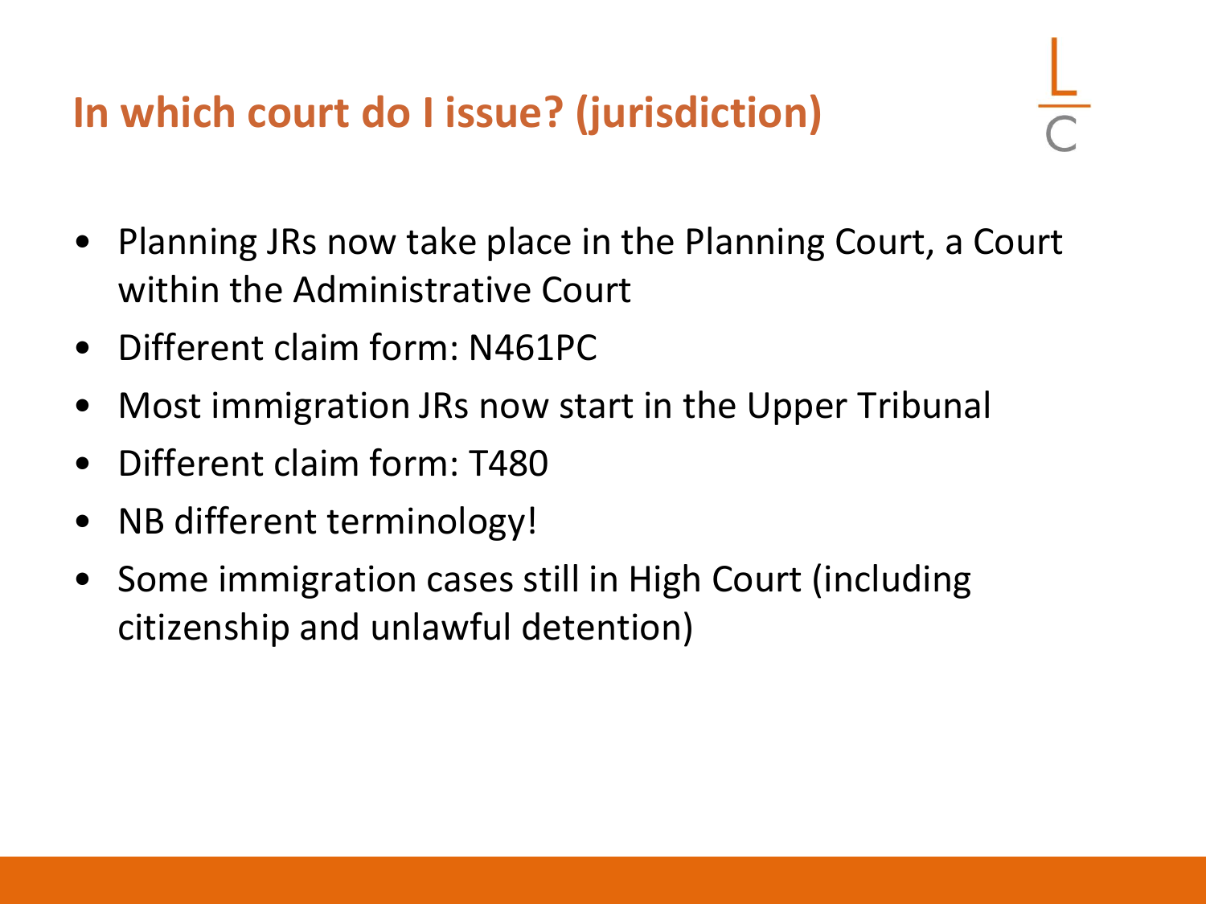## In which court do I issue? (jurisdiction)

- Planning JRs now take place in the Planning Court, a Court within the Administrative Court
- Different claim form: N461PC
- Most immigration JRs now start in the Upper Tribunal
- Different claim form: T480
- NB different terminology!
- Some immigration cases still in High Court (including citizenship and unlawful detention)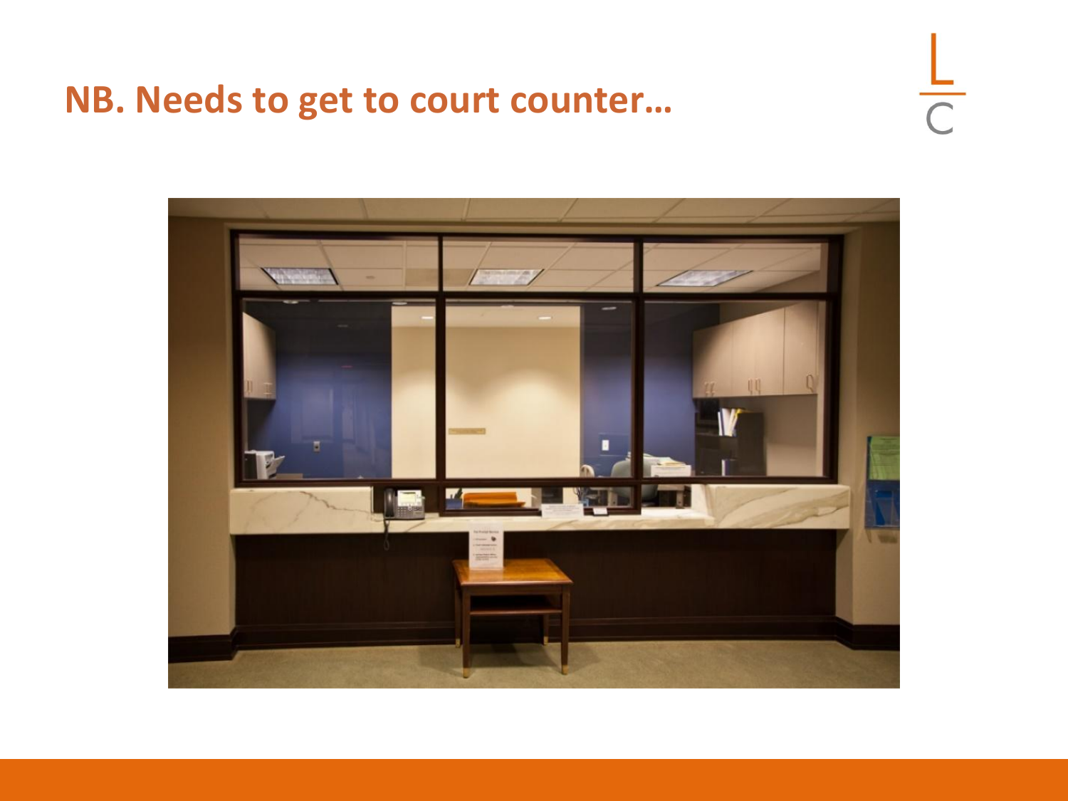## NB. Needs to get to court counter…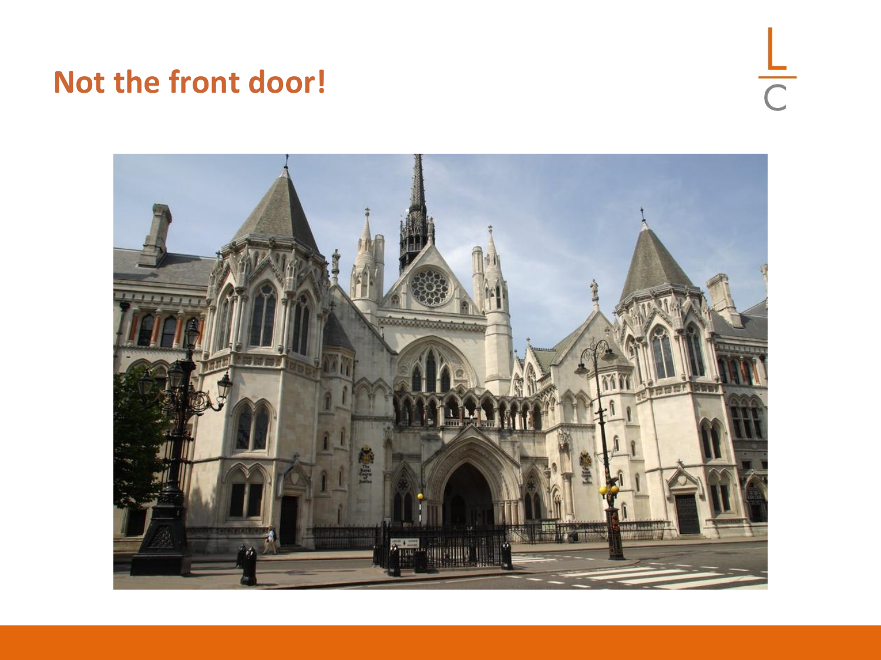# Not the front door!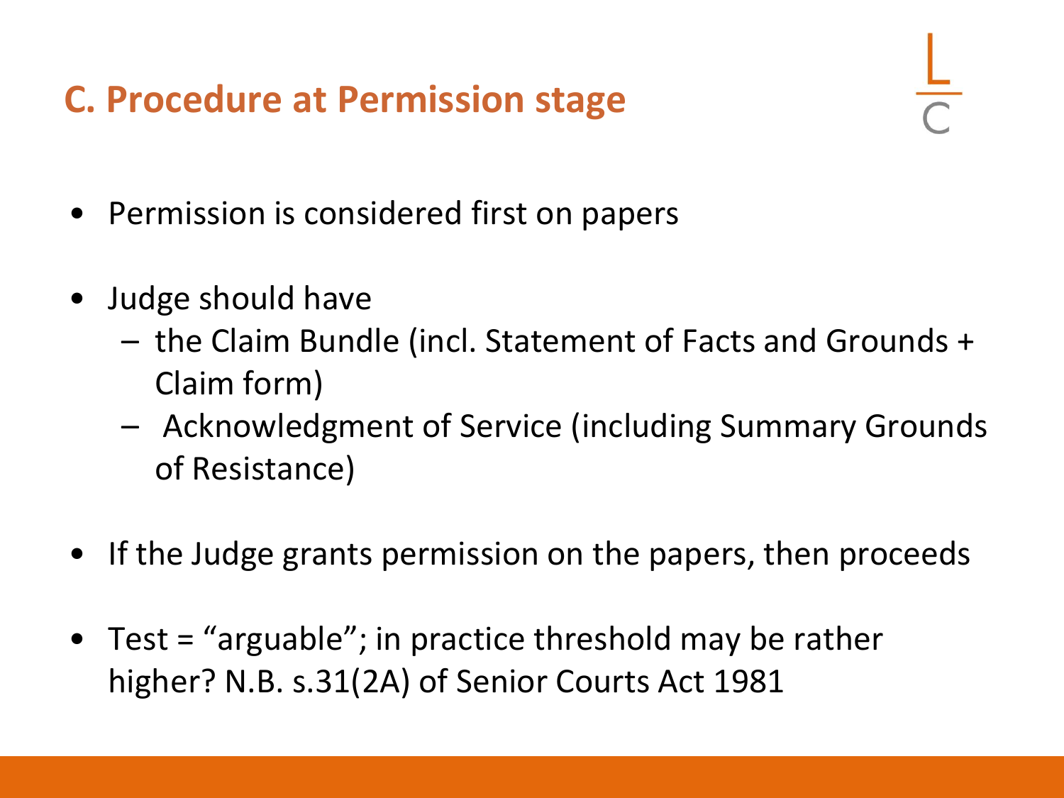## C. Procedure at Permission stage

- Permission is considered first on papers
- Judge should have
  - the Claim Bundle (incl. Statement of Facts and Grounds + Claim form)
  - Acknowledgment of Service (including Summary Grounds of Resistance)
- If the Judge grants permission on the papers, then proceeds
- Test = "arguable"; in practice threshold may be rather higher? N.B. s.31(2A) of Senior Courts Act 1981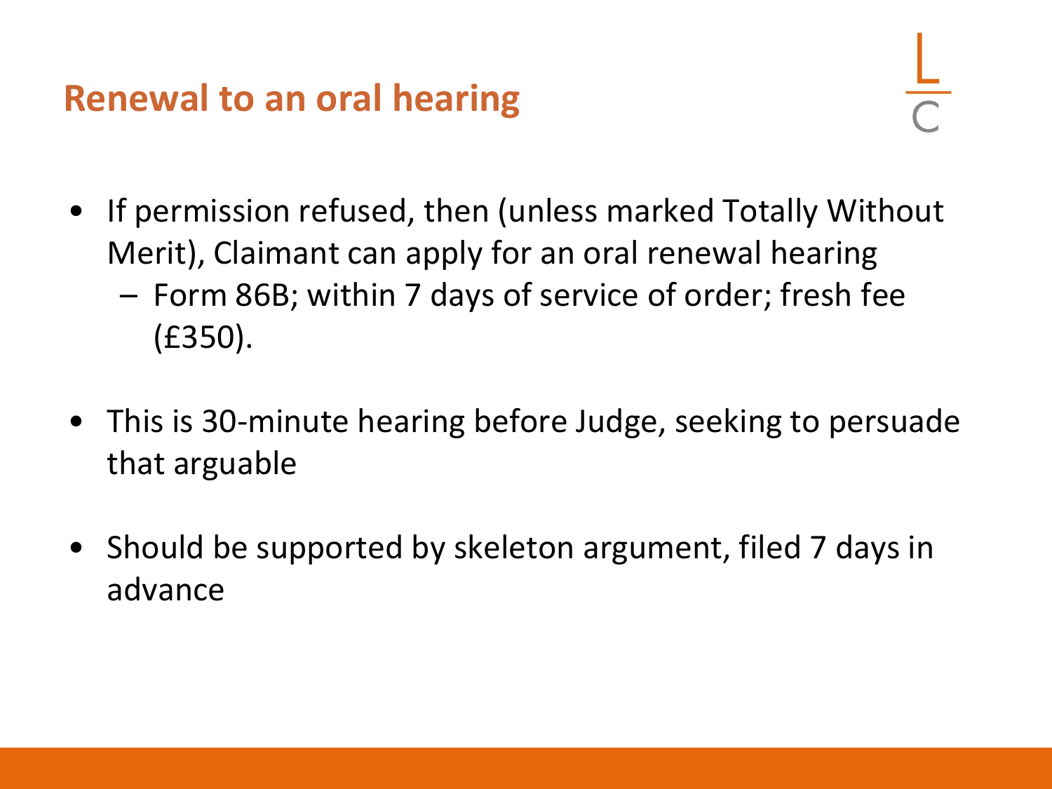## Renewal to an oral hearing

- If permission refused, then (unless marked Totally Without Merit), Claimant can apply for an oral renewal hearing
  - Form 86B; within 7 days of service of order; fresh fee (£350).
- This is 30-minute hearing before Judge, seeking to persuade that arguable
- Should be supported by skeleton argument, filed 7 days in advance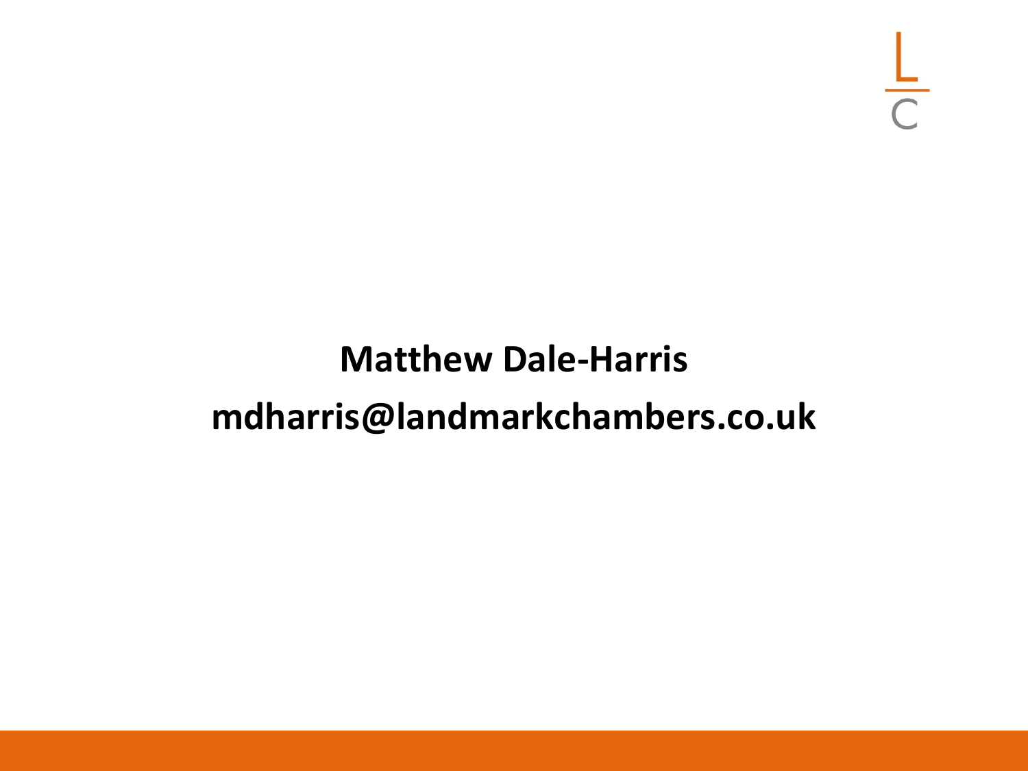**Matthew Dale-Harris**

**mdharris@landmarkchambers.co.uk**